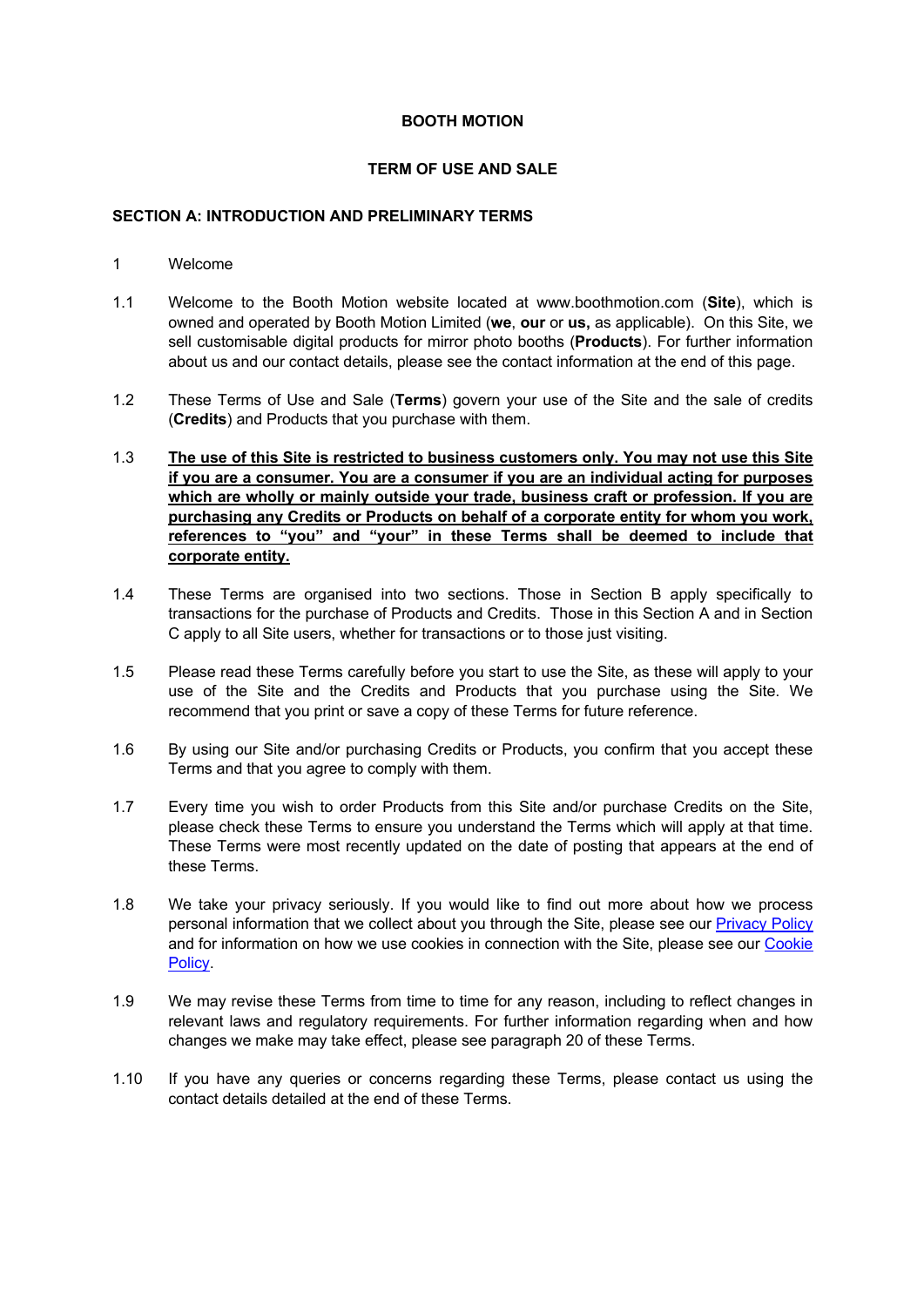# BOOTH MOTION

## TERM OF USE AND SALE

### SECTION A: INTRODUCTION AND PRELIMINARY TERMS

1 Welcome

1.1 Welcome to the Booth Motion website located at www.boothmotion.com (**Site**), which is owned and operated by Booth Motion Limited (**we**, **our** or **us,** as applicable). On this Site, we sell customisable digital products for mirror photo booths (**Products**). For further information about us and our contact details, please see the contact information at the end of this page.

1.2 These Terms of Use and Sale (**Terms**) govern your use of the Site and the sale of credits (**Credits**) and Products that you purchase with them.

1.3 **<u>The use of this Site is restricted to business customers only. You may not use this Site if you are a consumer. You are a consumer if you are an individual acting for purposes which are wholly or mainly outside your trade, business craft or profession. If you are purchasing any Credits or Products on behalf of a corporate entity for whom you work, references to "you" and "your" in these Terms shall be deemed to include that corporate entity.</u>**

1.4 These Terms are organised into two sections. Those in Section B apply specifically to transactions for the purchase of Products and Credits. Those in this Section A and in Section C apply to all Site users, whether for transactions or to those just visiting.

1.5 Please read these Terms carefully before you start to use the Site, as these will apply to your use of the Site and the Credits and Products that you purchase using the Site. We recommend that you print or save a copy of these Terms for future reference.

1.6 By using our Site and/or purchasing Credits or Products, you confirm that you accept these Terms and that you agree to comply with them.

1.7 Every time you wish to order Products from this Site and/or purchase Credits on the Site, please check these Terms to ensure you understand the Terms which will apply at that time. These Terms were most recently updated on the date of posting that appears at the end of these Terms.

1.8 We take your privacy seriously. If you would like to find out more about how we process personal information that we collect about you through the Site, please see our Privacy Policy and for information on how we use cookies in connection with the Site, please see our Cookie Policy.

1.9 We may revise these Terms from time to time for any reason, including to reflect changes in relevant laws and regulatory requirements. For further information regarding when and how changes we make may take effect, please see paragraph 20 of these Terms.

1.10 If you have any queries or concerns regarding these Terms, please contact us using the contact details detailed at the end of these Terms.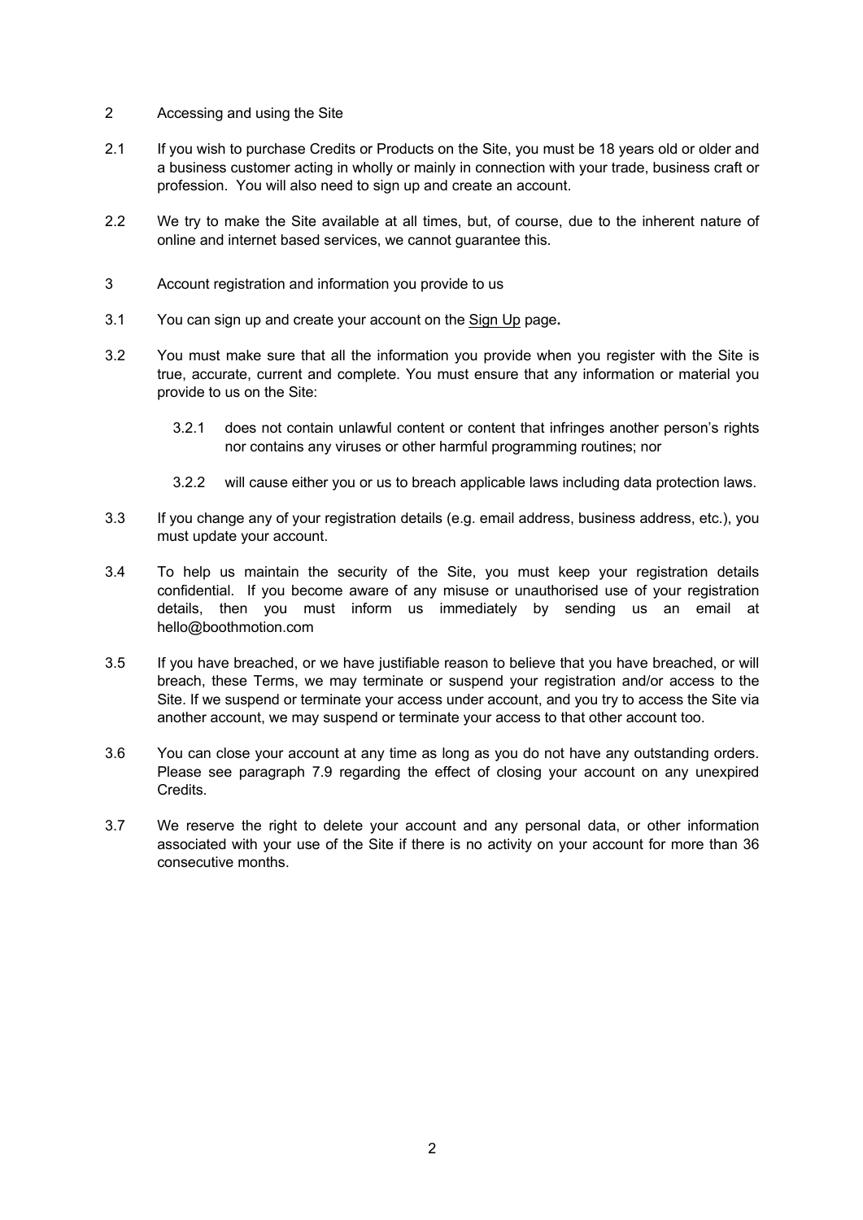## 2 Accessing and using the Site

2.1 If you wish to purchase Credits or Products on the Site, you must be 18 years old or older and a business customer acting in wholly or mainly in connection with your trade, business craft or profession. You will also need to sign up and create an account.

2.2 We try to make the Site available at all times, but, of course, due to the inherent nature of online and internet based services, we cannot guarantee this.

## 3 Account registration and information you provide to us

3.1 You can sign up and create your account on the Sign Up page**.**

3.2 You must make sure that all the information you provide when you register with the Site is true, accurate, current and complete. You must ensure that any information or material you provide to us on the Site:

3.2.1 does not contain unlawful content or content that infringes another person's rights nor contains any viruses or other harmful programming routines; nor

3.2.2 will cause either you or us to breach applicable laws including data protection laws.

3.3 If you change any of your registration details (e.g. email address, business address, etc.), you must update your account.

3.4 To help us maintain the security of the Site, you must keep your registration details confidential. If you become aware of any misuse or unauthorised use of your registration details, then you must inform us immediately by sending us an email at hello@boothmotion.com

3.5 If you have breached, or we have justifiable reason to believe that you have breached, or will breach, these Terms, we may terminate or suspend your registration and/or access to the Site. If we suspend or terminate your access under account, and you try to access the Site via another account, we may suspend or terminate your access to that other account too.

3.6 You can close your account at any time as long as you do not have any outstanding orders. Please see paragraph 7.9 regarding the effect of closing your account on any unexpired Credits.

3.7 We reserve the right to delete your account and any personal data, or other information associated with your use of the Site if there is no activity on your account for more than 36 consecutive months.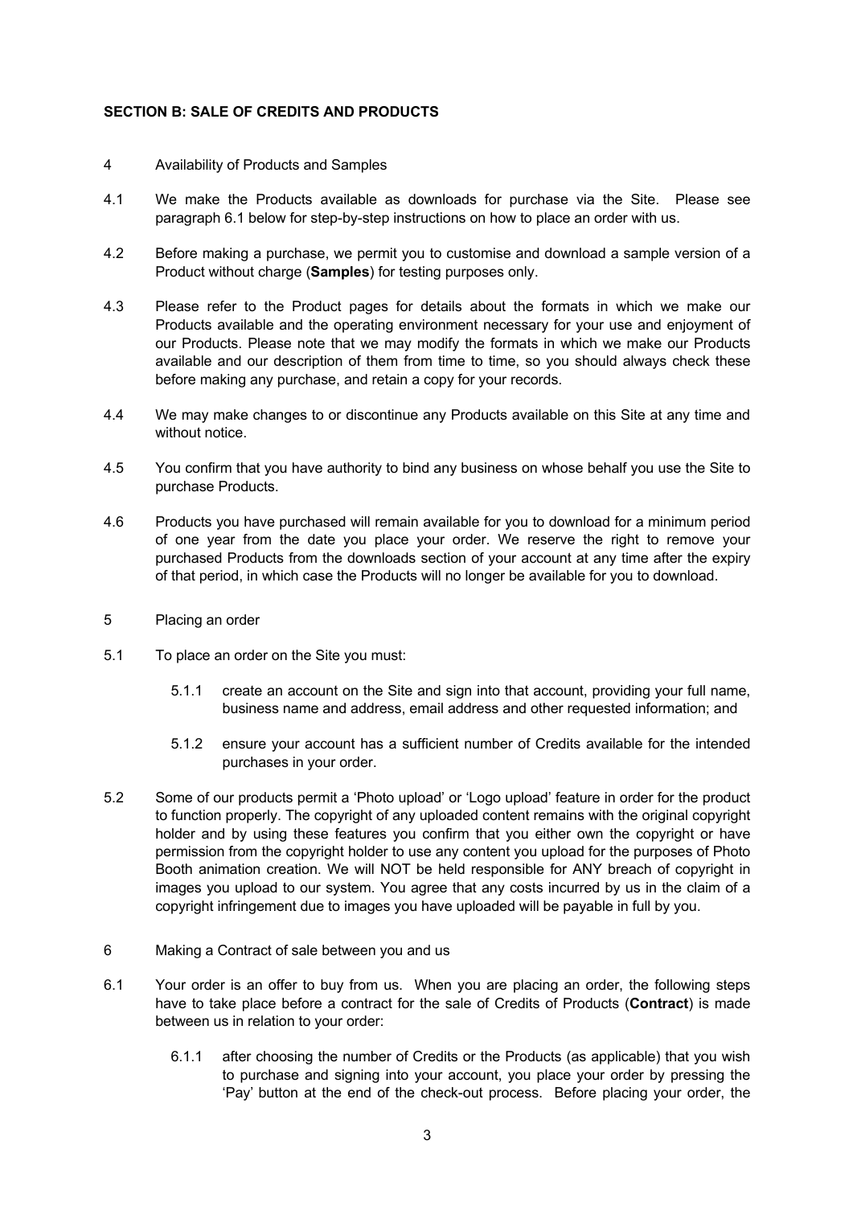## SECTION B: SALE OF CREDITS AND PRODUCTS

4 Availability of Products and Samples

4.1 We make the Products available as downloads for purchase via the Site. Please see paragraph 6.1 below for step-by-step instructions on how to place an order with us.

4.2 Before making a purchase, we permit you to customise and download a sample version of a Product without charge (**Samples**) for testing purposes only.

4.3 Please refer to the Product pages for details about the formats in which we make our Products available and the operating environment necessary for your use and enjoyment of our Products. Please note that we may modify the formats in which we make our Products available and our description of them from time to time, so you should always check these before making any purchase, and retain a copy for your records.

4.4 We may make changes to or discontinue any Products available on this Site at any time and without notice.

4.5 You confirm that you have authority to bind any business on whose behalf you use the Site to purchase Products.

4.6 Products you have purchased will remain available for you to download for a minimum period of one year from the date you place your order. We reserve the right to remove your purchased Products from the downloads section of your account at any time after the expiry of that period, in which case the Products will no longer be available for you to download.

5 Placing an order

5.1 To place an order on the Site you must:

5.1.1 create an account on the Site and sign into that account, providing your full name, business name and address, email address and other requested information; and

5.1.2 ensure your account has a sufficient number of Credits available for the intended purchases in your order.

5.2 Some of our products permit a 'Photo upload' or 'Logo upload' feature in order for the product to function properly. The copyright of any uploaded content remains with the original copyright holder and by using these features you confirm that you either own the copyright or have permission from the copyright holder to use any content you upload for the purposes of Photo Booth animation creation. We will NOT be held responsible for ANY breach of copyright in images you upload to our system. You agree that any costs incurred by us in the claim of a copyright infringement due to images you have uploaded will be payable in full by you.

6 Making a Contract of sale between you and us

6.1 Your order is an offer to buy from us. When you are placing an order, the following steps have to take place before a contract for the sale of Credits of Products (**Contract**) is made between us in relation to your order:

6.1.1 after choosing the number of Credits or the Products (as applicable) that you wish to purchase and signing into your account, you place your order by pressing the 'Pay' button at the end of the check-out process. Before placing your order, the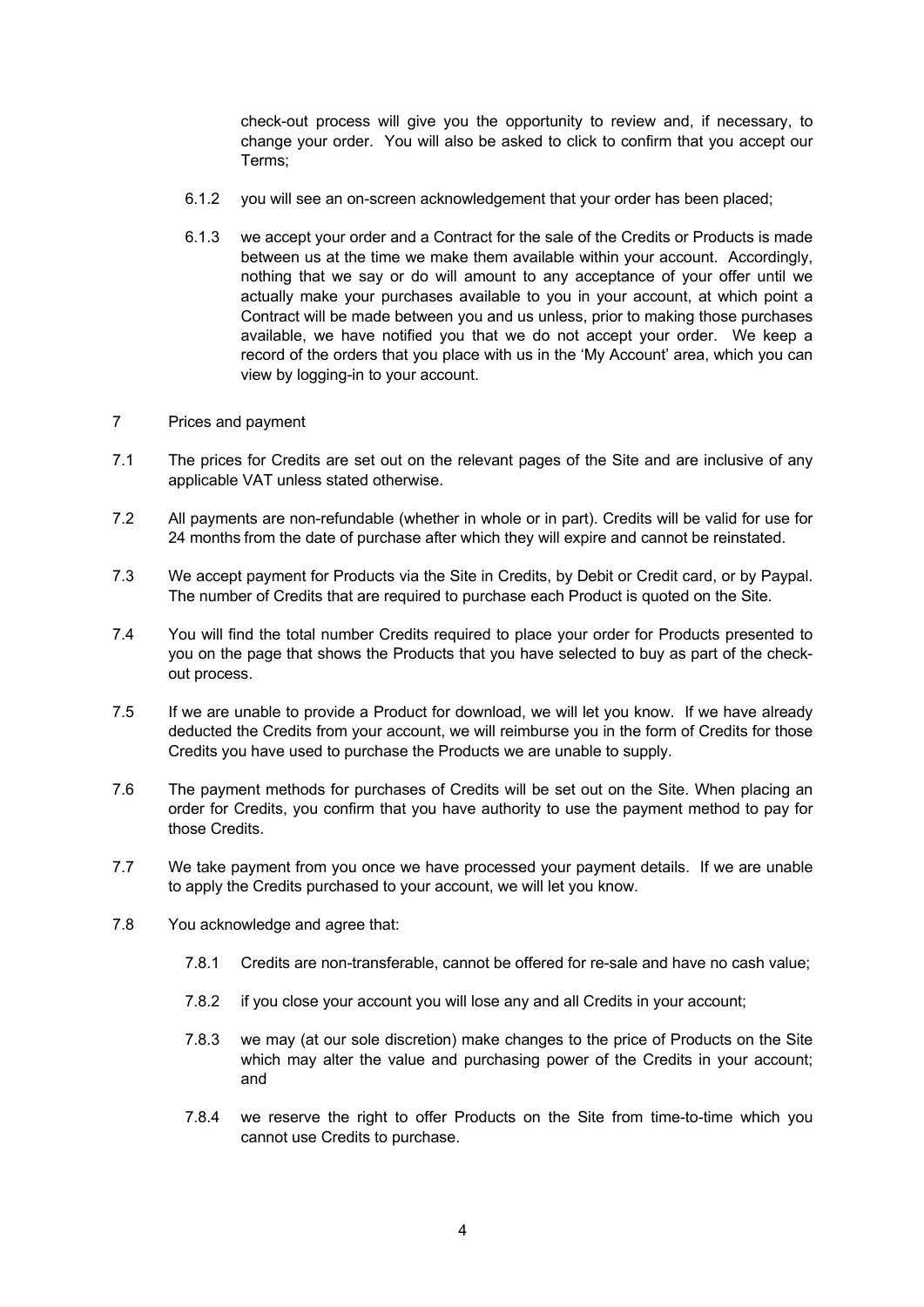check-out process will give you the opportunity to review and, if necessary, to change your order. You will also be asked to click to confirm that you accept our Terms;

6.1.2 you will see an on-screen acknowledgement that your order has been placed;

6.1.3 we accept your order and a Contract for the sale of the Credits or Products is made between us at the time we make them available within your account. Accordingly, nothing that we say or do will amount to any acceptance of your offer until we actually make your purchases available to you in your account, at which point a Contract will be made between you and us unless, prior to making those purchases available, we have notified you that we do not accept your order. We keep a record of the orders that you place with us in the 'My Account' area, which you can view by logging-in to your account.

7 Prices and payment

7.1 The prices for Credits are set out on the relevant pages of the Site and are inclusive of any applicable VAT unless stated otherwise.

7.2 All payments are non-refundable (whether in whole or in part). Credits will be valid for use for 24 months from the date of purchase after which they will expire and cannot be reinstated.

7.3 We accept payment for Products via the Site in Credits, by Debit or Credit card, or by Paypal. The number of Credits that are required to purchase each Product is quoted on the Site.

7.4 You will find the total number Credits required to place your order for Products presented to you on the page that shows the Products that you have selected to buy as part of the check-out process.

7.5 If we are unable to provide a Product for download, we will let you know. If we have already deducted the Credits from your account, we will reimburse you in the form of Credits for those Credits you have used to purchase the Products we are unable to supply.

7.6 The payment methods for purchases of Credits will be set out on the Site. When placing an order for Credits, you confirm that you have authority to use the payment method to pay for those Credits.

7.7 We take payment from you once we have processed your payment details. If we are unable to apply the Credits purchased to your account, we will let you know.

7.8 You acknowledge and agree that:

7.8.1 Credits are non-transferable, cannot be offered for re-sale and have no cash value;

7.8.2 if you close your account you will lose any and all Credits in your account;

7.8.3 we may (at our sole discretion) make changes to the price of Products on the Site which may alter the value and purchasing power of the Credits in your account; and

7.8.4 we reserve the right to offer Products on the Site from time-to-time which you cannot use Credits to purchase.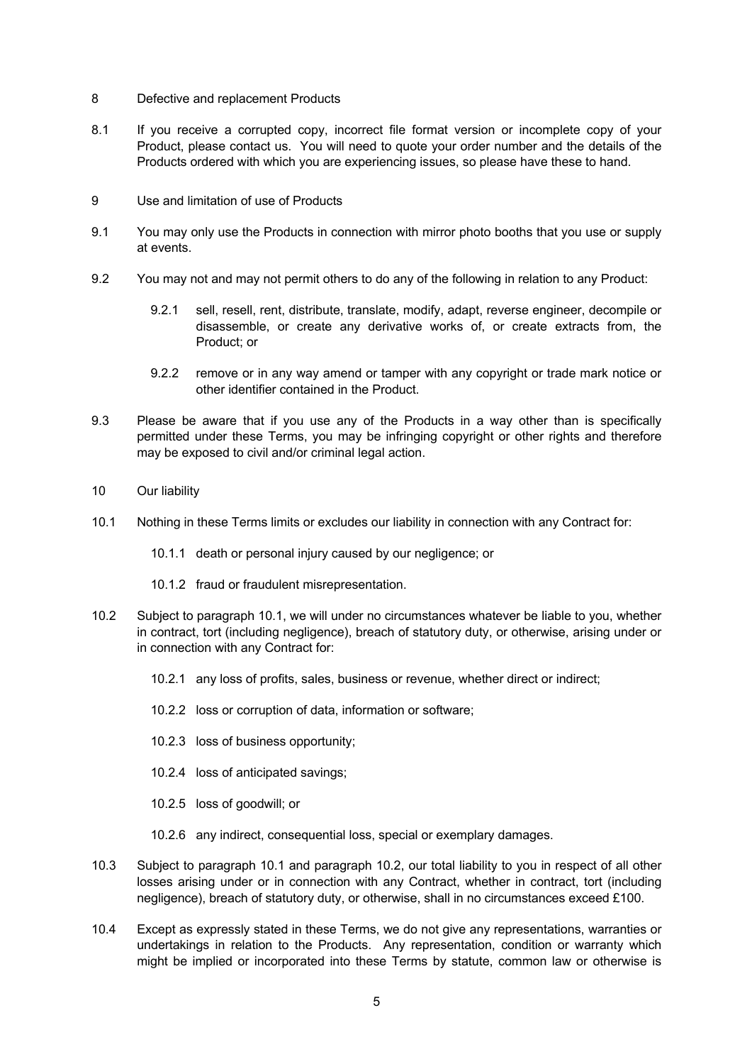## 8 Defective and replacement Products

8.1 If you receive a corrupted copy, incorrect file format version or incomplete copy of your Product, please contact us. You will need to quote your order number and the details of the Products ordered with which you are experiencing issues, so please have these to hand.

## 9 Use and limitation of use of Products

9.1 You may only use the Products in connection with mirror photo booths that you use or supply at events.

9.2 You may not and may not permit others to do any of the following in relation to any Product:

- 9.2.1 sell, resell, rent, distribute, translate, modify, adapt, reverse engineer, decompile or disassemble, or create any derivative works of, or create extracts from, the Product; or
- 9.2.2 remove or in any way amend or tamper with any copyright or trade mark notice or other identifier contained in the Product.

9.3 Please be aware that if you use any of the Products in a way other than is specifically permitted under these Terms, you may be infringing copyright or other rights and therefore may be exposed to civil and/or criminal legal action.

## 10 Our liability

10.1 Nothing in these Terms limits or excludes our liability in connection with any Contract for:

- 10.1.1 death or personal injury caused by our negligence; or
- 10.1.2 fraud or fraudulent misrepresentation.

10.2 Subject to paragraph 10.1, we will under no circumstances whatever be liable to you, whether in contract, tort (including negligence), breach of statutory duty, or otherwise, arising under or in connection with any Contract for:

- 10.2.1 any loss of profits, sales, business or revenue, whether direct or indirect;
- 10.2.2 loss or corruption of data, information or software;
- 10.2.3 loss of business opportunity;
- 10.2.4 loss of anticipated savings;
- 10.2.5 loss of goodwill; or
- 10.2.6 any indirect, consequential loss, special or exemplary damages.

10.3 Subject to paragraph 10.1 and paragraph 10.2, our total liability to you in respect of all other losses arising under or in connection with any Contract, whether in contract, tort (including negligence), breach of statutory duty, or otherwise, shall in no circumstances exceed £100.

10.4 Except as expressly stated in these Terms, we do not give any representations, warranties or undertakings in relation to the Products. Any representation, condition or warranty which might be implied or incorporated into these Terms by statute, common law or otherwise is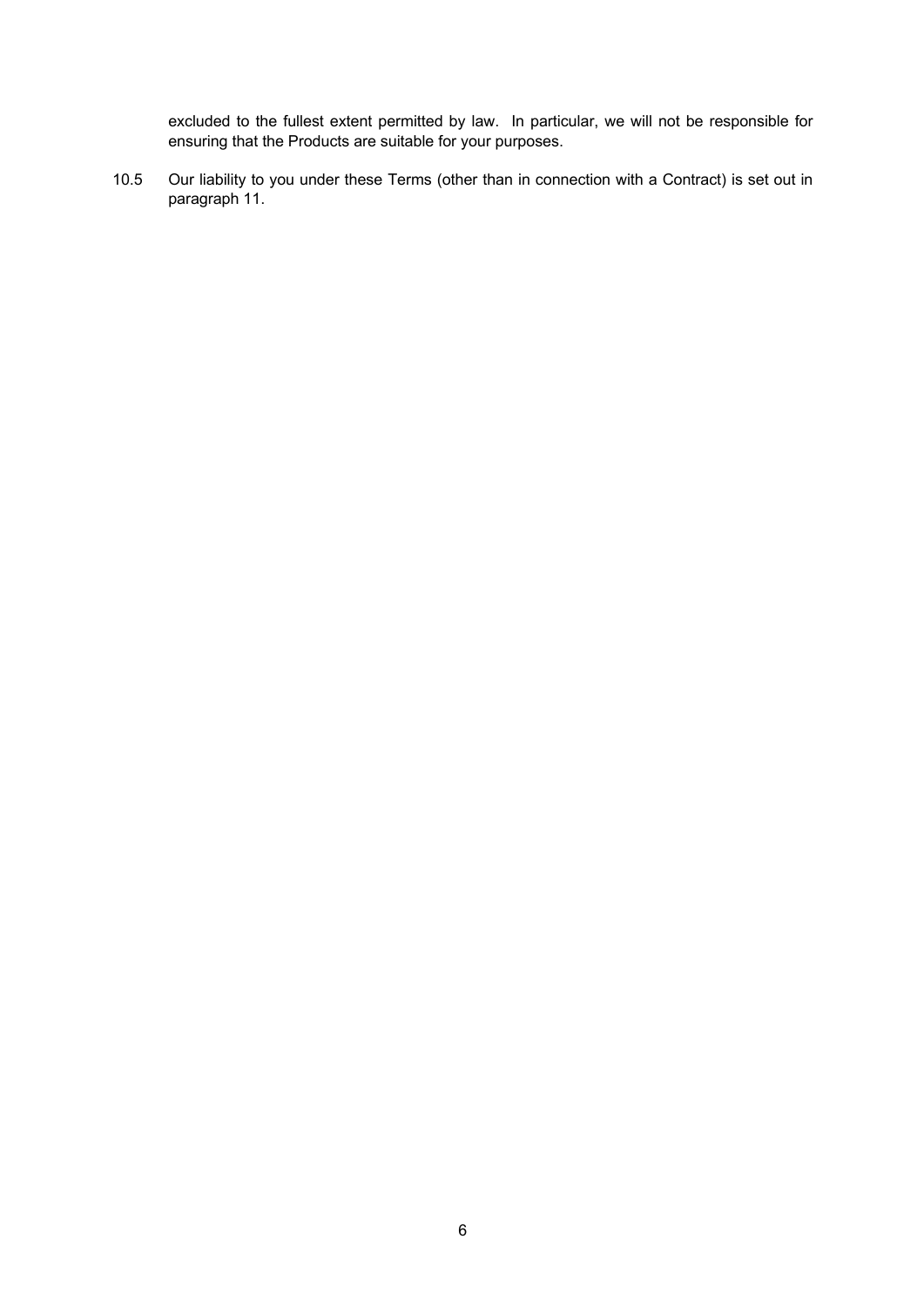excluded to the fullest extent permitted by law. In particular, we will not be responsible for ensuring that the Products are suitable for your purposes.

10.5 Our liability to you under these Terms (other than in connection with a Contract) is set out in paragraph 11.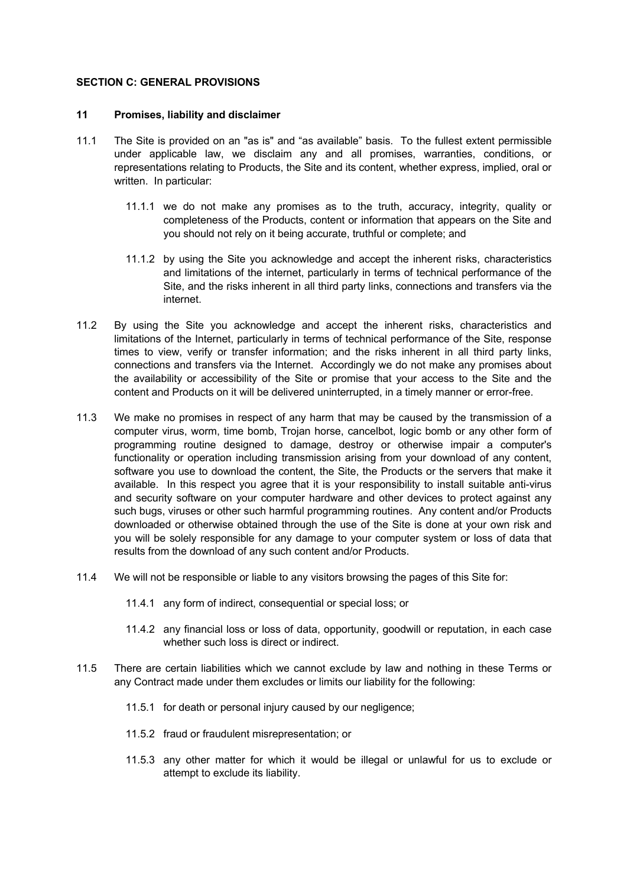## SECTION C: GENERAL PROVISIONS

### 11 Promises, liability and disclaimer

11.1 The Site is provided on an "as is" and "as available" basis. To the fullest extent permissible under applicable law, we disclaim any and all promises, warranties, conditions, or representations relating to Products, the Site and its content, whether express, implied, oral or written. In particular:

11.1.1 we do not make any promises as to the truth, accuracy, integrity, quality or completeness of the Products, content or information that appears on the Site and you should not rely on it being accurate, truthful or complete; and

11.1.2 by using the Site you acknowledge and accept the inherent risks, characteristics and limitations of the internet, particularly in terms of technical performance of the Site, and the risks inherent in all third party links, connections and transfers via the internet.

11.2 By using the Site you acknowledge and accept the inherent risks, characteristics and limitations of the Internet, particularly in terms of technical performance of the Site, response times to view, verify or transfer information; and the risks inherent in all third party links, connections and transfers via the Internet. Accordingly we do not make any promises about the availability or accessibility of the Site or promise that your access to the Site and the content and Products on it will be delivered uninterrupted, in a timely manner or error-free.

11.3 We make no promises in respect of any harm that may be caused by the transmission of a computer virus, worm, time bomb, Trojan horse, cancelbot, logic bomb or any other form of programming routine designed to damage, destroy or otherwise impair a computer's functionality or operation including transmission arising from your download of any content, software you use to download the content, the Site, the Products or the servers that make it available. In this respect you agree that it is your responsibility to install suitable anti-virus and security software on your computer hardware and other devices to protect against any such bugs, viruses or other such harmful programming routines. Any content and/or Products downloaded or otherwise obtained through the use of the Site is done at your own risk and you will be solely responsible for any damage to your computer system or loss of data that results from the download of any such content and/or Products.

11.4 We will not be responsible or liable to any visitors browsing the pages of this Site for:

11.4.1 any form of indirect, consequential or special loss; or

11.4.2 any financial loss or loss of data, opportunity, goodwill or reputation, in each case whether such loss is direct or indirect.

11.5 There are certain liabilities which we cannot exclude by law and nothing in these Terms or any Contract made under them excludes or limits our liability for the following:

11.5.1 for death or personal injury caused by our negligence;

11.5.2 fraud or fraudulent misrepresentation; or

11.5.3 any other matter for which it would be illegal or unlawful for us to exclude or attempt to exclude its liability.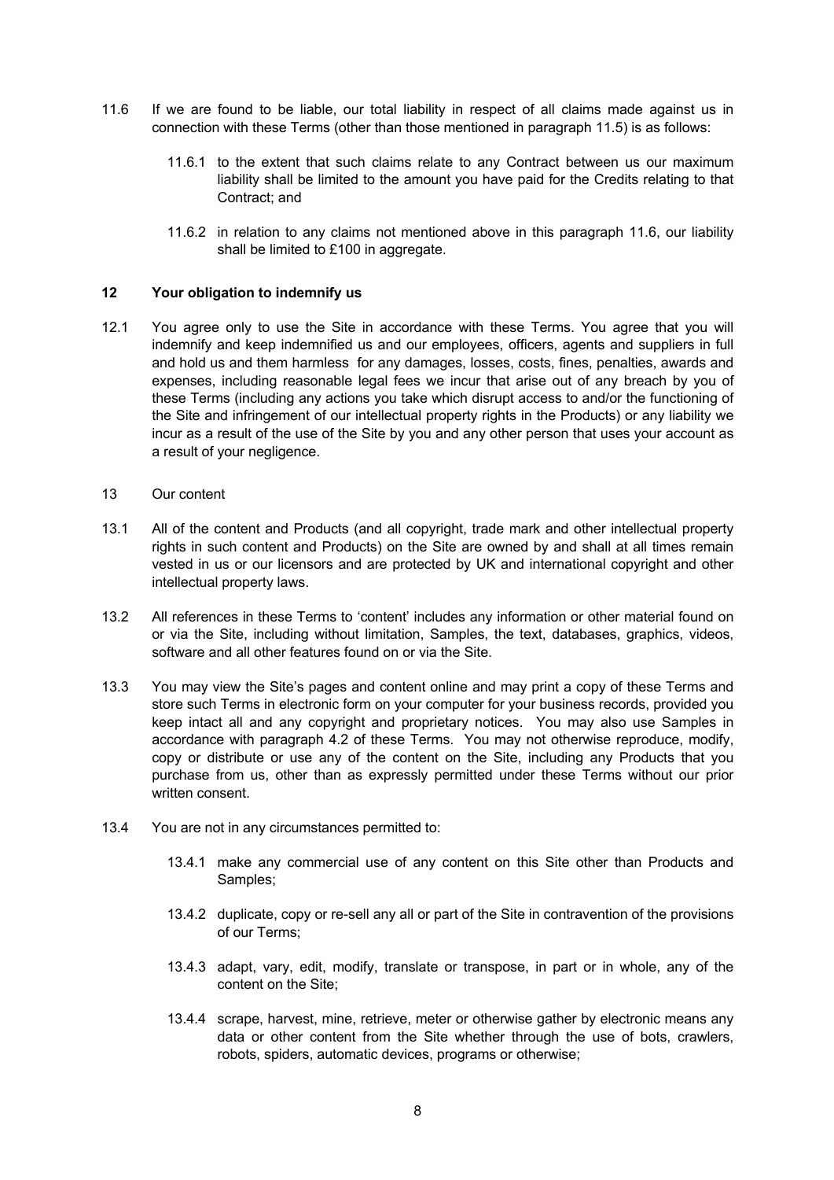11.6 If we are found to be liable, our total liability in respect of all claims made against us in connection with these Terms (other than those mentioned in paragraph 11.5) is as follows:

11.6.1 to the extent that such claims relate to any Contract between us our maximum liability shall be limited to the amount you have paid for the Credits relating to that Contract; and

11.6.2 in relation to any claims not mentioned above in this paragraph 11.6, our liability shall be limited to £100 in aggregate.

## 12 Your obligation to indemnify us

12.1 You agree only to use the Site in accordance with these Terms. You agree that you will indemnify and keep indemnified us and our employees, officers, agents and suppliers in full and hold us and them harmless for any damages, losses, costs, fines, penalties, awards and expenses, including reasonable legal fees we incur that arise out of any breach by you of these Terms (including any actions you take which disrupt access to and/or the functioning of the Site and infringement of our intellectual property rights in the Products) or any liability we incur as a result of the use of the Site by you and any other person that uses your account as a result of your negligence.

13 Our content

13.1 All of the content and Products (and all copyright, trade mark and other intellectual property rights in such content and Products) on the Site are owned by and shall at all times remain vested in us or our licensors and are protected by UK and international copyright and other intellectual property laws.

13.2 All references in these Terms to 'content' includes any information or other material found on or via the Site, including without limitation, Samples, the text, databases, graphics, videos, software and all other features found on or via the Site.

13.3 You may view the Site's pages and content online and may print a copy of these Terms and store such Terms in electronic form on your computer for your business records, provided you keep intact all and any copyright and proprietary notices. You may also use Samples in accordance with paragraph 4.2 of these Terms. You may not otherwise reproduce, modify, copy or distribute or use any of the content on the Site, including any Products that you purchase from us, other than as expressly permitted under these Terms without our prior written consent.

13.4 You are not in any circumstances permitted to:

13.4.1 make any commercial use of any content on this Site other than Products and Samples;

13.4.2 duplicate, copy or re-sell any all or part of the Site in contravention of the provisions of our Terms;

13.4.3 adapt, vary, edit, modify, translate or transpose, in part or in whole, any of the content on the Site;

13.4.4 scrape, harvest, mine, retrieve, meter or otherwise gather by electronic means any data or other content from the Site whether through the use of bots, crawlers, robots, spiders, automatic devices, programs or otherwise;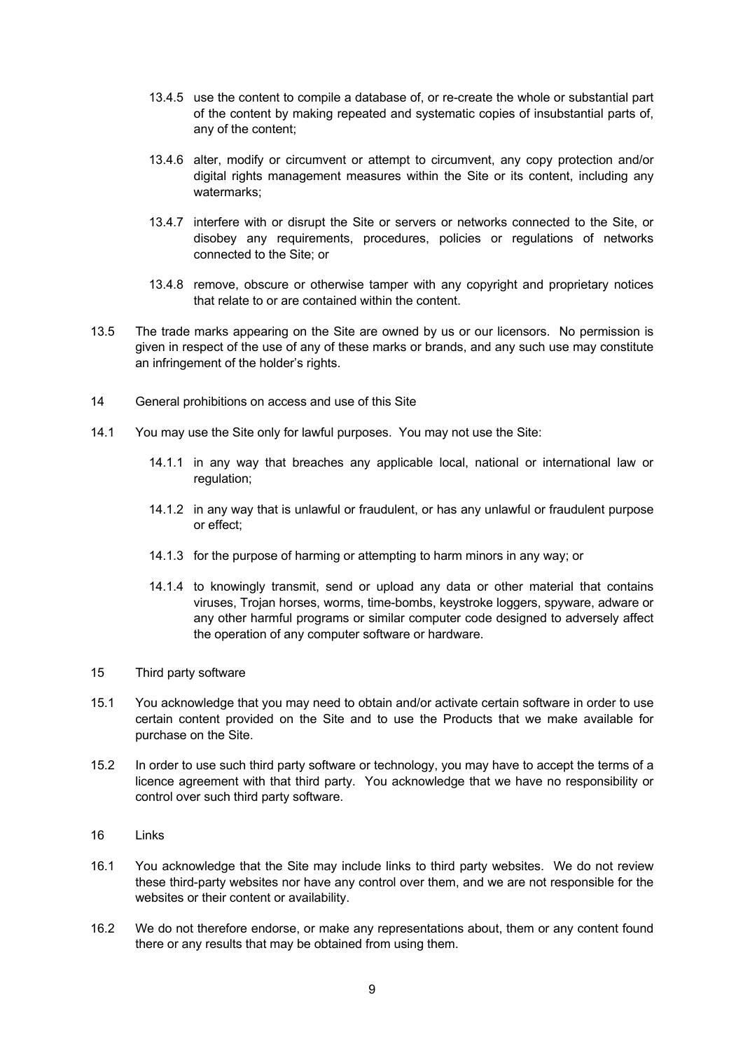13.4.5 use the content to compile a database of, or re-create the whole or substantial part of the content by making repeated and systematic copies of insubstantial parts of, any of the content;

13.4.6 alter, modify or circumvent or attempt to circumvent, any copy protection and/or digital rights management measures within the Site or its content, including any watermarks;

13.4.7 interfere with or disrupt the Site or servers or networks connected to the Site, or disobey any requirements, procedures, policies or regulations of networks connected to the Site; or

13.4.8 remove, obscure or otherwise tamper with any copyright and proprietary notices that relate to or are contained within the content.

13.5 The trade marks appearing on the Site are owned by us or our licensors. No permission is given in respect of the use of any of these marks or brands, and any such use may constitute an infringement of the holder's rights.

## 14 General prohibitions on access and use of this Site

14.1 You may use the Site only for lawful purposes. You may not use the Site:

14.1.1 in any way that breaches any applicable local, national or international law or regulation;

14.1.2 in any way that is unlawful or fraudulent, or has any unlawful or fraudulent purpose or effect;

14.1.3 for the purpose of harming or attempting to harm minors in any way; or

14.1.4 to knowingly transmit, send or upload any data or other material that contains viruses, Trojan horses, worms, time-bombs, keystroke loggers, spyware, adware or any other harmful programs or similar computer code designed to adversely affect the operation of any computer software or hardware.

## 15 Third party software

15.1 You acknowledge that you may need to obtain and/or activate certain software in order to use certain content provided on the Site and to use the Products that we make available for purchase on the Site.

15.2 In order to use such third party software or technology, you may have to accept the terms of a licence agreement with that third party. You acknowledge that we have no responsibility or control over such third party software.

## 16 Links

16.1 You acknowledge that the Site may include links to third party websites. We do not review these third-party websites nor have any control over them, and we are not responsible for the websites or their content or availability.

16.2 We do not therefore endorse, or make any representations about, them or any content found there or any results that may be obtained from using them.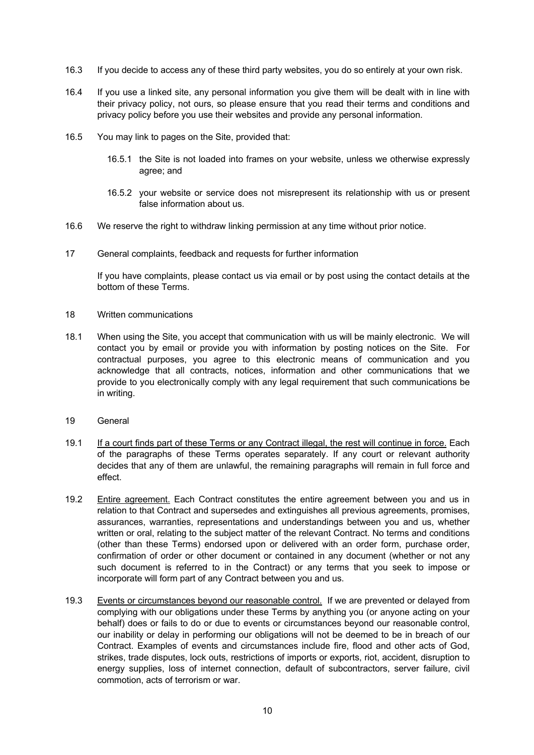16.3 If you decide to access any of these third party websites, you do so entirely at your own risk.

16.4 If you use a linked site, any personal information you give them will be dealt with in line with their privacy policy, not ours, so please ensure that you read their terms and conditions and privacy policy before you use their websites and provide any personal information.

16.5 You may link to pages on the Site, provided that:

16.5.1 the Site is not loaded into frames on your website, unless we otherwise expressly agree; and

16.5.2 your website or service does not misrepresent its relationship with us or present false information about us.

16.6 We reserve the right to withdraw linking permission at any time without prior notice.

## 17 General complaints, feedback and requests for further information

If you have complaints, please contact us via email or by post using the contact details at the bottom of these Terms.

## 18 Written communications

18.1 When using the Site, you accept that communication with us will be mainly electronic. We will contact you by email or provide you with information by posting notices on the Site. For contractual purposes, you agree to this electronic means of communication and you acknowledge that all contracts, notices, information and other communications that we provide to you electronically comply with any legal requirement that such communications be in writing.

## 19 General

19.1 <u>If a court finds part of these Terms or any Contract illegal, the rest will continue in force.</u> Each of the paragraphs of these Terms operates separately. If any court or relevant authority decides that any of them are unlawful, the remaining paragraphs will remain in full force and effect.

19.2 <u>Entire agreement.</u> Each Contract constitutes the entire agreement between you and us in relation to that Contract and supersedes and extinguishes all previous agreements, promises, assurances, warranties, representations and understandings between you and us, whether written or oral, relating to the subject matter of the relevant Contract. No terms and conditions (other than these Terms) endorsed upon or delivered with an order form, purchase order, confirmation of order or other document or contained in any document (whether or not any such document is referred to in the Contract) or any terms that you seek to impose or incorporate will form part of any Contract between you and us.

19.3 <u>Events or circumstances beyond our reasonable control.</u> If we are prevented or delayed from complying with our obligations under these Terms by anything you (or anyone acting on your behalf) does or fails to do or due to events or circumstances beyond our reasonable control, our inability or delay in performing our obligations will not be deemed to be in breach of our Contract. Examples of events and circumstances include fire, flood and other acts of God, strikes, trade disputes, lock outs, restrictions of imports or exports, riot, accident, disruption to energy supplies, loss of internet connection, default of subcontractors, server failure, civil commotion, acts of terrorism or war.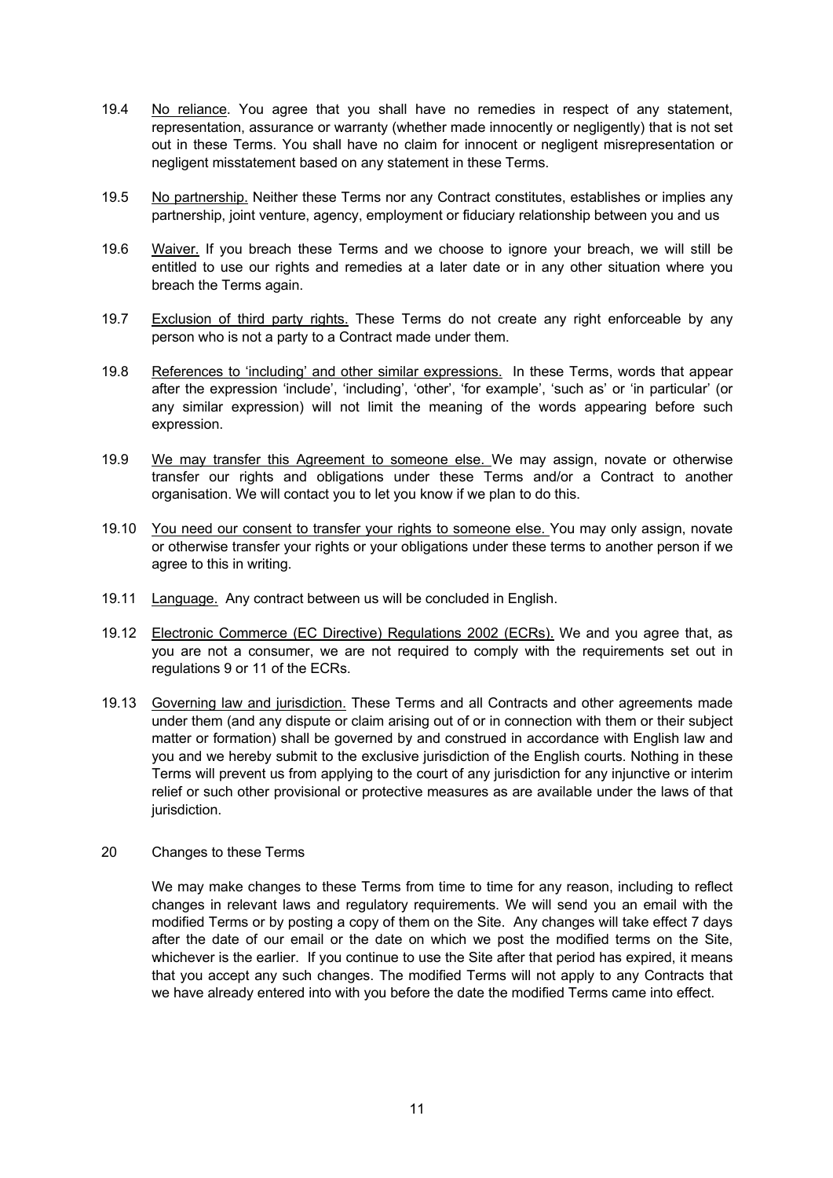19.4 No reliance. You agree that you shall have no remedies in respect of any statement, representation, assurance or warranty (whether made innocently or negligently) that is not set out in these Terms. You shall have no claim for innocent or negligent misrepresentation or negligent misstatement based on any statement in these Terms.

19.5 No partnership. Neither these Terms nor any Contract constitutes, establishes or implies any partnership, joint venture, agency, employment or fiduciary relationship between you and us

19.6 Waiver. If you breach these Terms and we choose to ignore your breach, we will still be entitled to use our rights and remedies at a later date or in any other situation where you breach the Terms again.

19.7 Exclusion of third party rights. These Terms do not create any right enforceable by any person who is not a party to a Contract made under them.

19.8 References to 'including' and other similar expressions. In these Terms, words that appear after the expression 'include', 'including', 'other', 'for example', 'such as' or 'in particular' (or any similar expression) will not limit the meaning of the words appearing before such expression.

19.9 We may transfer this Agreement to someone else. We may assign, novate or otherwise transfer our rights and obligations under these Terms and/or a Contract to another organisation. We will contact you to let you know if we plan to do this.

19.10 You need our consent to transfer your rights to someone else. You may only assign, novate or otherwise transfer your rights or your obligations under these terms to another person if we agree to this in writing.

19.11 Language. Any contract between us will be concluded in English.

19.12 Electronic Commerce (EC Directive) Regulations 2002 (ECRs). We and you agree that, as you are not a consumer, we are not required to comply with the requirements set out in regulations 9 or 11 of the ECRs.

19.13 Governing law and jurisdiction. These Terms and all Contracts and other agreements made under them (and any dispute or claim arising out of or in connection with them or their subject matter or formation) shall be governed by and construed in accordance with English law and you and we hereby submit to the exclusive jurisdiction of the English courts. Nothing in these Terms will prevent us from applying to the court of any jurisdiction for any injunctive or interim relief or such other provisional or protective measures as are available under the laws of that jurisdiction.

## 20 Changes to these Terms

We may make changes to these Terms from time to time for any reason, including to reflect changes in relevant laws and regulatory requirements. We will send you an email with the modified Terms or by posting a copy of them on the Site. Any changes will take effect 7 days after the date of our email or the date on which we post the modified terms on the Site, whichever is the earlier. If you continue to use the Site after that period has expired, it means that you accept any such changes. The modified Terms will not apply to any Contracts that we have already entered into with you before the date the modified Terms came into effect.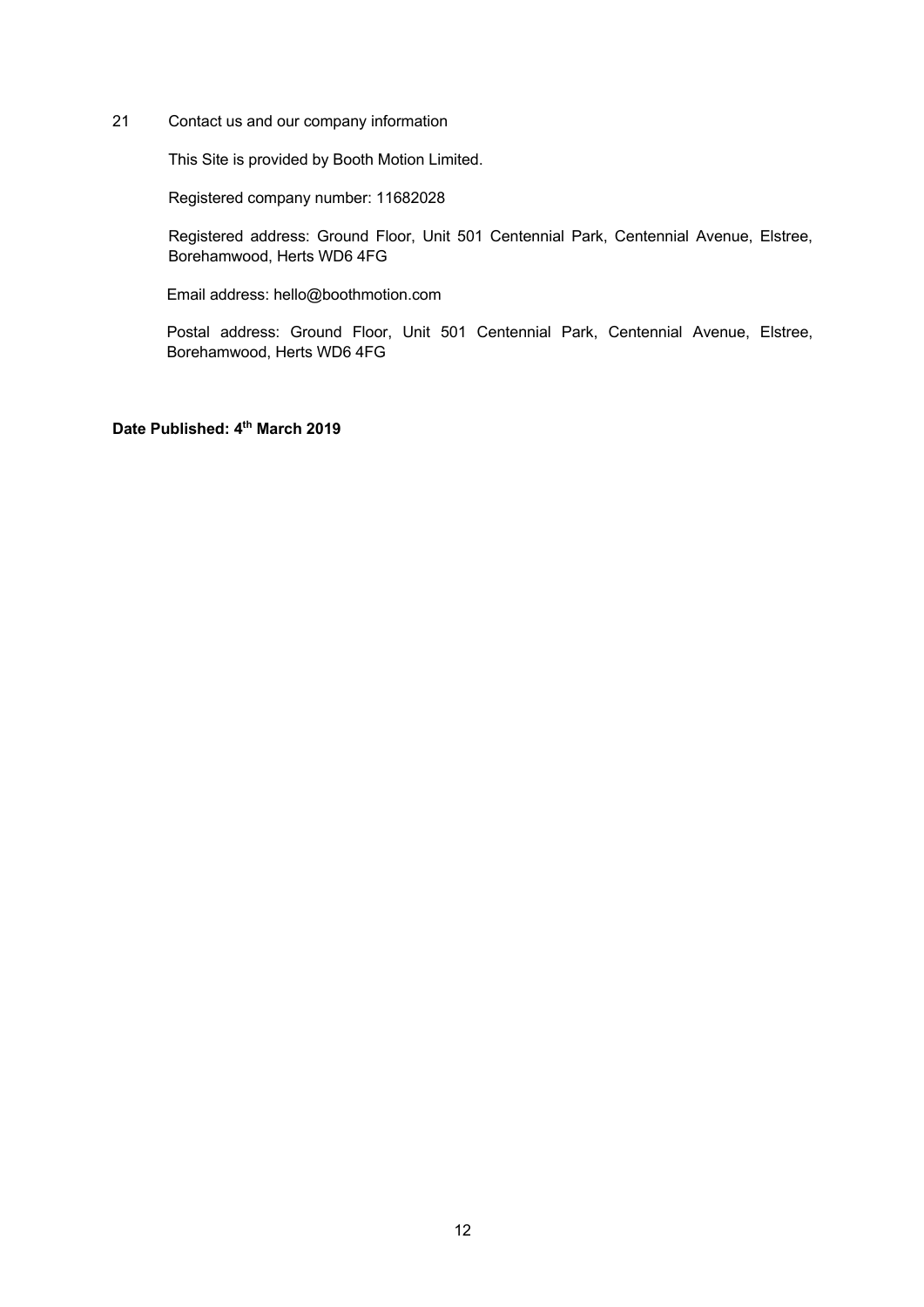## 21 Contact us and our company information

This Site is provided by Booth Motion Limited.

Registered company number: 11682028

Registered address: Ground Floor, Unit 501 Centennial Park, Centennial Avenue, Elstree, Borehamwood, Herts WD6 4FG

Email address: hello@boothmotion.com

Postal address: Ground Floor, Unit 501 Centennial Park, Centennial Avenue, Elstree, Borehamwood, Herts WD6 4FG

**Date Published: 4th March 2019**